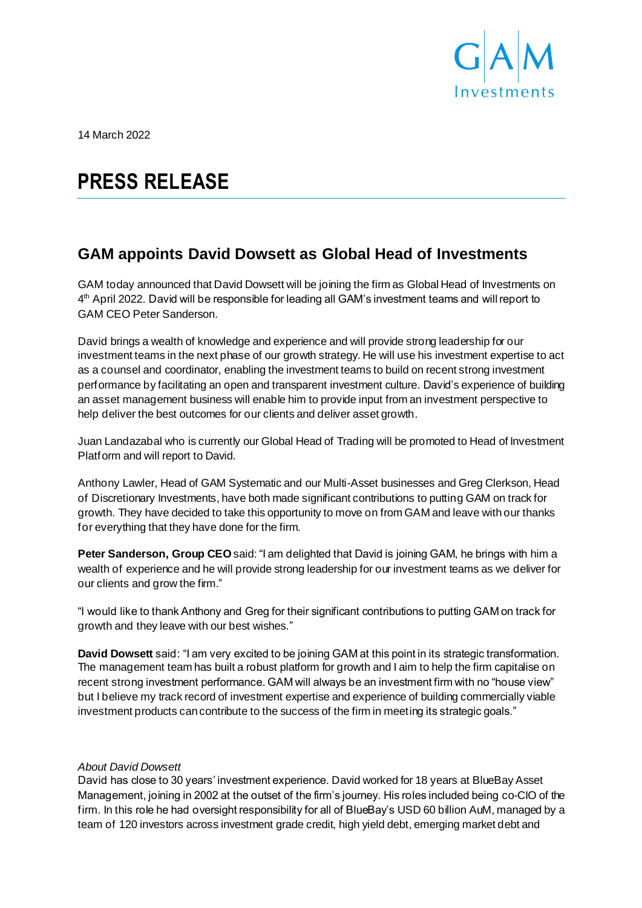14 March 2022

# PRESS RELEASE

## GAM appoints David Dowsett as Global Head of Investments

GAM today announced that David Dowsett will be joining the firm as Global Head of Investments on 4th April 2022. David will be responsible for leading all GAM's investment teams and will report to GAM CEO Peter Sanderson.

David brings a wealth of knowledge and experience and will provide strong leadership for our investment teams in the next phase of our growth strategy. He will use his investment expertise to act as a counsel and coordinator, enabling the investment teams to build on recent strong investment performance by facilitating an open and transparent investment culture. David's experience of building an asset management business will enable him to provide input from an investment perspective to help deliver the best outcomes for our clients and deliver asset growth.

Juan Landazabal who is currently our Global Head of Trading will be promoted to Head of Investment Platform and will report to David.

Anthony Lawler, Head of GAM Systematic and our Multi-Asset businesses and Greg Clerkson, Head of Discretionary Investments, have both made significant contributions to putting GAM on track for growth. They have decided to take this opportunity to move on from GAM and leave with our thanks for everything that they have done for the firm.

**Peter Sanderson, Group CEO** said: "I am delighted that David is joining GAM, he brings with him a wealth of experience and he will provide strong leadership for our investment teams as we deliver for our clients and grow the firm."

"I would like to thank Anthony and Greg for their significant contributions to putting GAM on track for growth and they leave with our best wishes."

**David Dowsett** said: "I am very excited to be joining GAM at this point in its strategic transformation. The management team has built a robust platform for growth and I aim to help the firm capitalise on recent strong investment performance. GAM will always be an investment firm with no "house view" but I believe my track record of investment expertise and experience of building commercially viable investment products can contribute to the success of the firm in meeting its strategic goals."

*About David Dowsett*

David has close to 30 years' investment experience. David worked for 18 years at BlueBay Asset Management, joining in 2002 at the outset of the firm's journey. His roles included being co-CIO of the firm. In this role he had oversight responsibility for all of BlueBay's USD 60 billion AuM, managed by a team of 120 investors across investment grade credit, high yield debt, emerging market debt and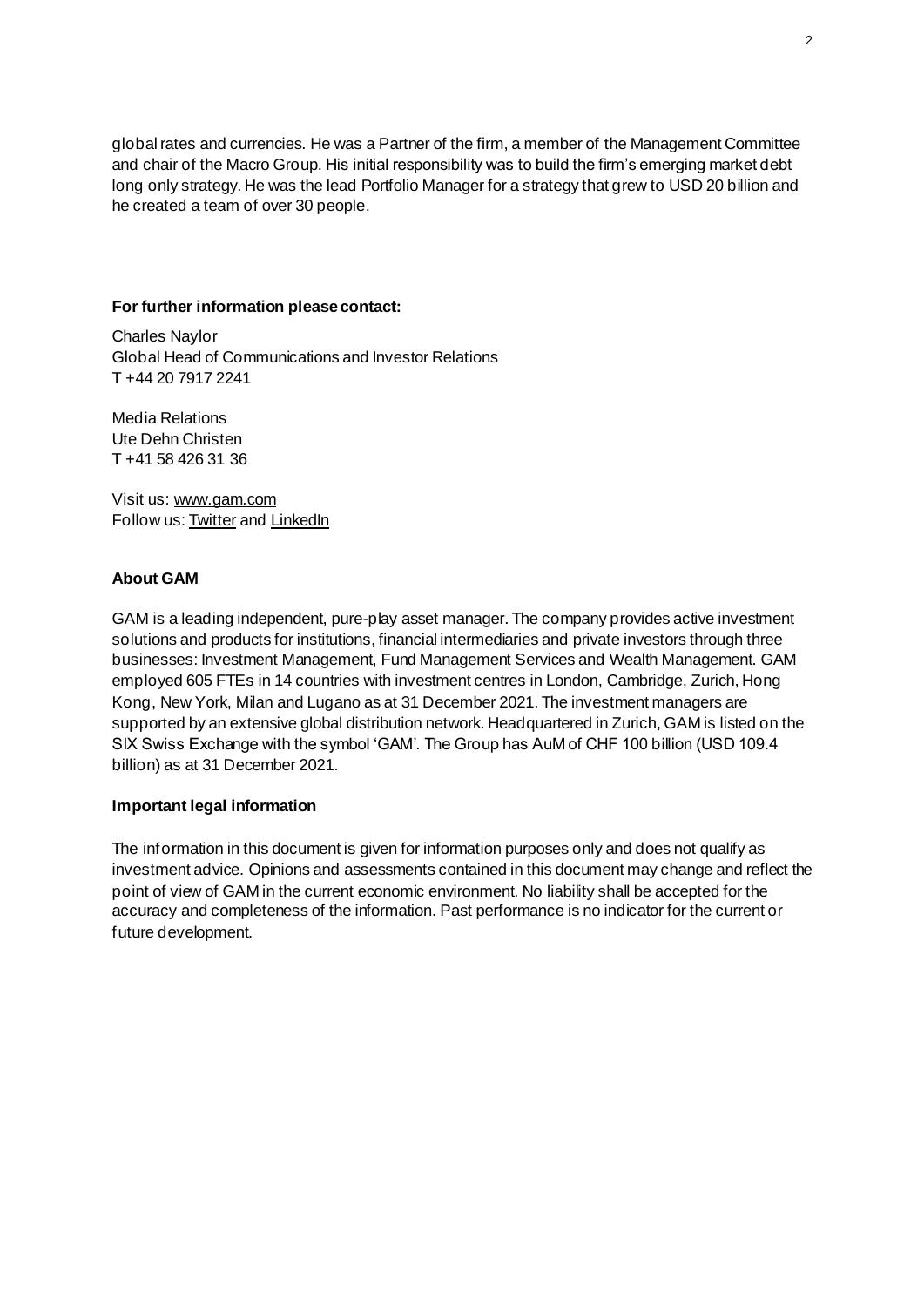global rates and currencies. He was a Partner of the firm, a member of the Management Committee and chair of the Macro Group. His initial responsibility was to build the firm's emerging market debt long only strategy. He was the lead Portfolio Manager for a strategy that grew to USD 20 billion and he created a team of over 30 people.

**For further information please contact:**

Charles Naylor
Global Head of Communications and Investor Relations
T +44 20 7917 2241

Media Relations
Ute Dehn Christen
T +41 58 426 31 36

Visit us: www.gam.com
Follow us: Twitter and LinkedIn

**About GAM**

GAM is a leading independent, pure-play asset manager. The company provides active investment solutions and products for institutions, financial intermediaries and private investors through three businesses: Investment Management, Fund Management Services and Wealth Management. GAM employed 605 FTEs in 14 countries with investment centres in London, Cambridge, Zurich, Hong Kong, New York, Milan and Lugano as at 31 December 2021. The investment managers are supported by an extensive global distribution network. Headquartered in Zurich, GAM is listed on the SIX Swiss Exchange with the symbol 'GAM'. The Group has AuM of CHF 100 billion (USD 109.4 billion) as at 31 December 2021.

**Important legal information**

The information in this document is given for information purposes only and does not qualify as investment advice. Opinions and assessments contained in this document may change and reflect the point of view of GAM in the current economic environment. No liability shall be accepted for the accuracy and completeness of the information. Past performance is no indicator for the current or future development.